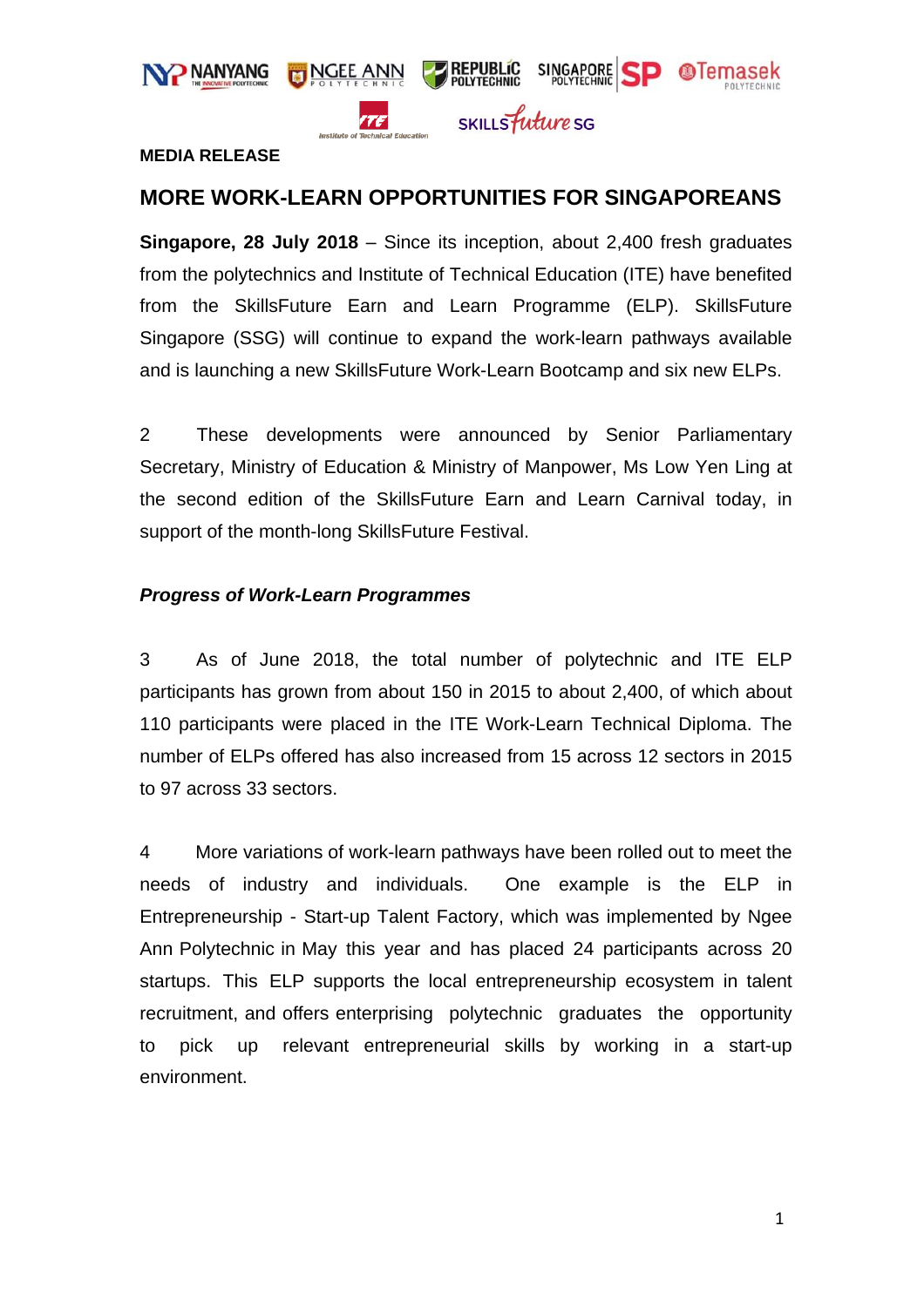**MEDIA RELEASE**

## MORE WORK-LEARN OPPORTUNITIES FOR SINGAPOREANS

**Singapore, 28 July 2018** – Since its inception, about 2,400 fresh graduates from the polytechnics and Institute of Technical Education (ITE) have benefited from the SkillsFuture Earn and Learn Programme (ELP). SkillsFuture Singapore (SSG) will continue to expand the work-learn pathways available and is launching a new SkillsFuture Work-Learn Bootcamp and six new ELPs.

2 These developments were announced by Senior Parliamentary Secretary, Ministry of Education & Ministry of Manpower, Ms Low Yen Ling at the second edition of the SkillsFuture Earn and Learn Carnival today, in support of the month-long SkillsFuture Festival.

***Progress of Work-Learn Programmes***

3 As of June 2018, the total number of polytechnic and ITE ELP participants has grown from about 150 in 2015 to about 2,400, of which about 110 participants were placed in the ITE Work-Learn Technical Diploma. The number of ELPs offered has also increased from 15 across 12 sectors in 2015 to 97 across 33 sectors.

4 More variations of work-learn pathways have been rolled out to meet the needs of industry and individuals. One example is the ELP in Entrepreneurship - Start-up Talent Factory, which was implemented by Ngee Ann Polytechnic in May this year and has placed 24 participants across 20 startups. This ELP supports the local entrepreneurship ecosystem in talent recruitment, and offers enterprising polytechnic graduates the opportunity to pick up relevant entrepreneurial skills by working in a start-up environment.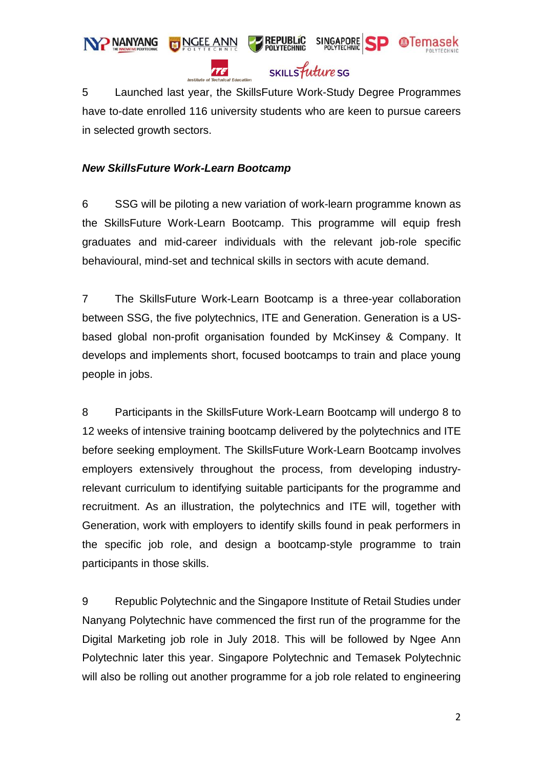5 Launched last year, the SkillsFuture Work-Study Degree Programmes have to-date enrolled 116 university students who are keen to pursue careers in selected growth sectors.

***New SkillsFuture Work-Learn Bootcamp***

6 SSG will be piloting a new variation of work-learn programme known as the SkillsFuture Work-Learn Bootcamp. This programme will equip fresh graduates and mid-career individuals with the relevant job-role specific behavioural, mind-set and technical skills in sectors with acute demand.

7 The SkillsFuture Work-Learn Bootcamp is a three-year collaboration between SSG, the five polytechnics, ITE and Generation. Generation is a US-based global non-profit organisation founded by McKinsey & Company. It develops and implements short, focused bootcamps to train and place young people in jobs.

8 Participants in the SkillsFuture Work-Learn Bootcamp will undergo 8 to 12 weeks of intensive training bootcamp delivered by the polytechnics and ITE before seeking employment. The SkillsFuture Work-Learn Bootcamp involves employers extensively throughout the process, from developing industry-relevant curriculum to identifying suitable participants for the programme and recruitment. As an illustration, the polytechnics and ITE will, together with Generation, work with employers to identify skills found in peak performers in the specific job role, and design a bootcamp-style programme to train participants in those skills.

9 Republic Polytechnic and the Singapore Institute of Retail Studies under Nanyang Polytechnic have commenced the first run of the programme for the Digital Marketing job role in July 2018. This will be followed by Ngee Ann Polytechnic later this year. Singapore Polytechnic and Temasek Polytechnic will also be rolling out another programme for a job role related to engineering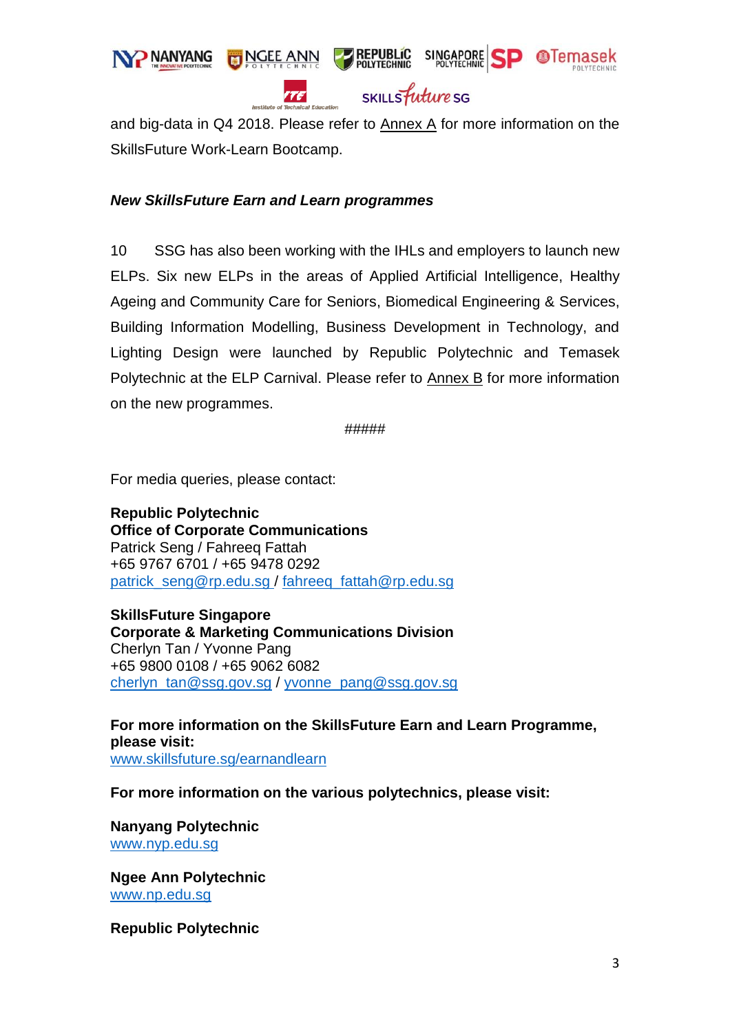and big-data in Q4 2018. Please refer to Annex A for more information on the SkillsFuture Work-Learn Bootcamp.

***New SkillsFuture Earn and Learn programmes***

10 SSG has also been working with the IHLs and employers to launch new ELPs. Six new ELPs in the areas of Applied Artificial Intelligence, Healthy Ageing and Community Care for Seniors, Biomedical Engineering & Services, Building Information Modelling, Business Development in Technology, and Lighting Design were launched by Republic Polytechnic and Temasek Polytechnic at the ELP Carnival. Please refer to Annex B for more information on the new programmes.

#####

For media queries, please contact:

**Republic Polytechnic**
**Office of Corporate Communications**
Patrick Seng / Fahreeq Fattah
+65 9767 6701 / +65 9478 0292
patrick_seng@rp.edu.sg / fahreeq_fattah@rp.edu.sg

**SkillsFuture Singapore**
**Corporate & Marketing Communications Division**
Cherlyn Tan / Yvonne Pang
+65 9800 0108 / +65 9062 6082
cherlyn_tan@ssg.gov.sg / yvonne_pang@ssg.gov.sg

**For more information on the SkillsFuture Earn and Learn Programme, please visit:**
www.skillsfuture.sg/earnandlearn

**For more information on the various polytechnics, please visit:**

**Nanyang Polytechnic**
www.nyp.edu.sg

**Ngee Ann Polytechnic**
www.np.edu.sg

**Republic Polytechnic**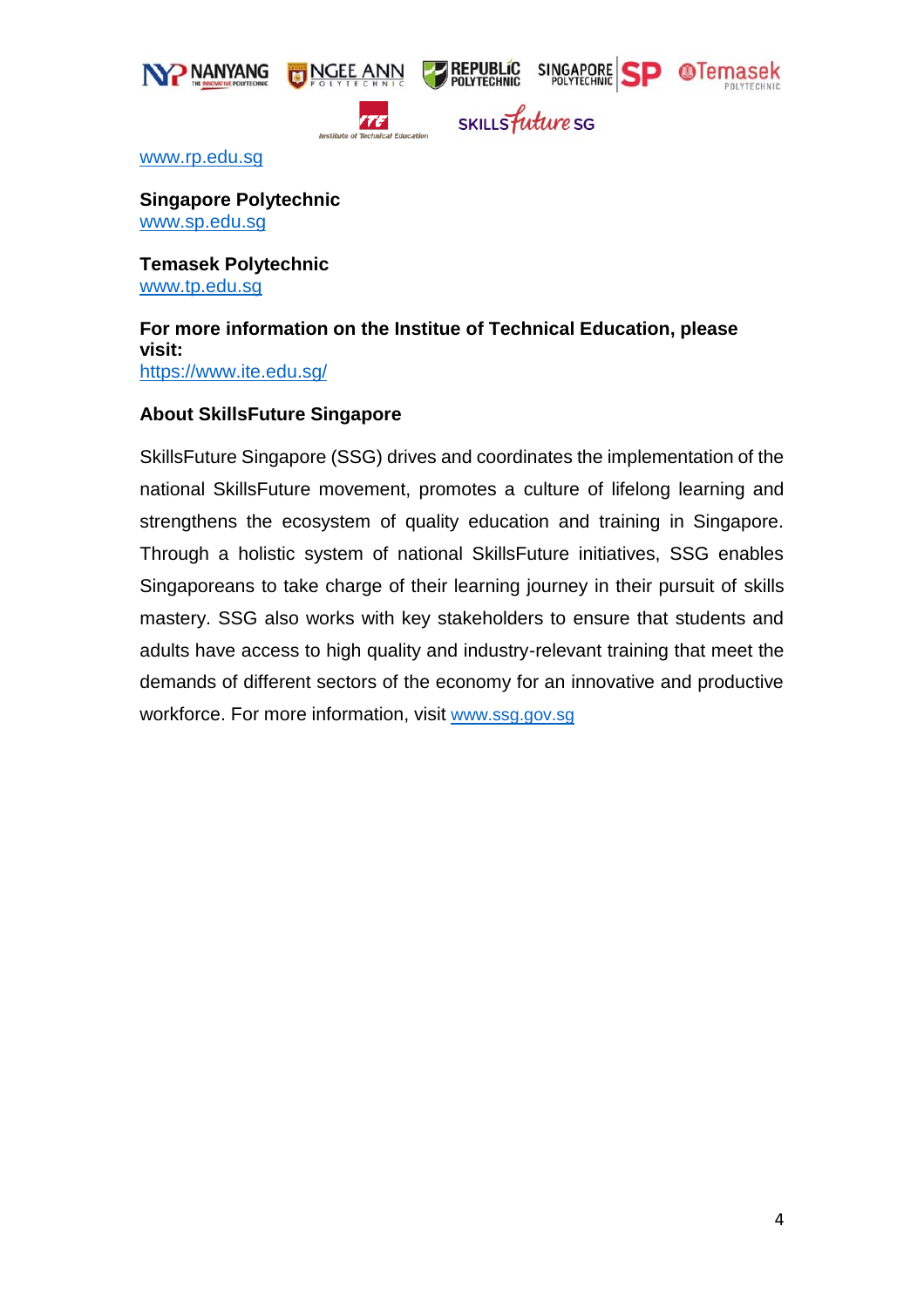www.rp.edu.sg

**Singapore Polytechnic**
www.sp.edu.sg

**Temasek Polytechnic**
www.tp.edu.sg

**For more information on the Institue of Technical Education, please visit:**
https://www.ite.edu.sg/

**About SkillsFuture Singapore**

SkillsFuture Singapore (SSG) drives and coordinates the implementation of the national SkillsFuture movement, promotes a culture of lifelong learning and strengthens the ecosystem of quality education and training in Singapore. Through a holistic system of national SkillsFuture initiatives, SSG enables Singaporeans to take charge of their learning journey in their pursuit of skills mastery. SSG also works with key stakeholders to ensure that students and adults have access to high quality and industry-relevant training that meet the demands of different sectors of the economy for an innovative and productive workforce. For more information, visit www.ssg.gov.sg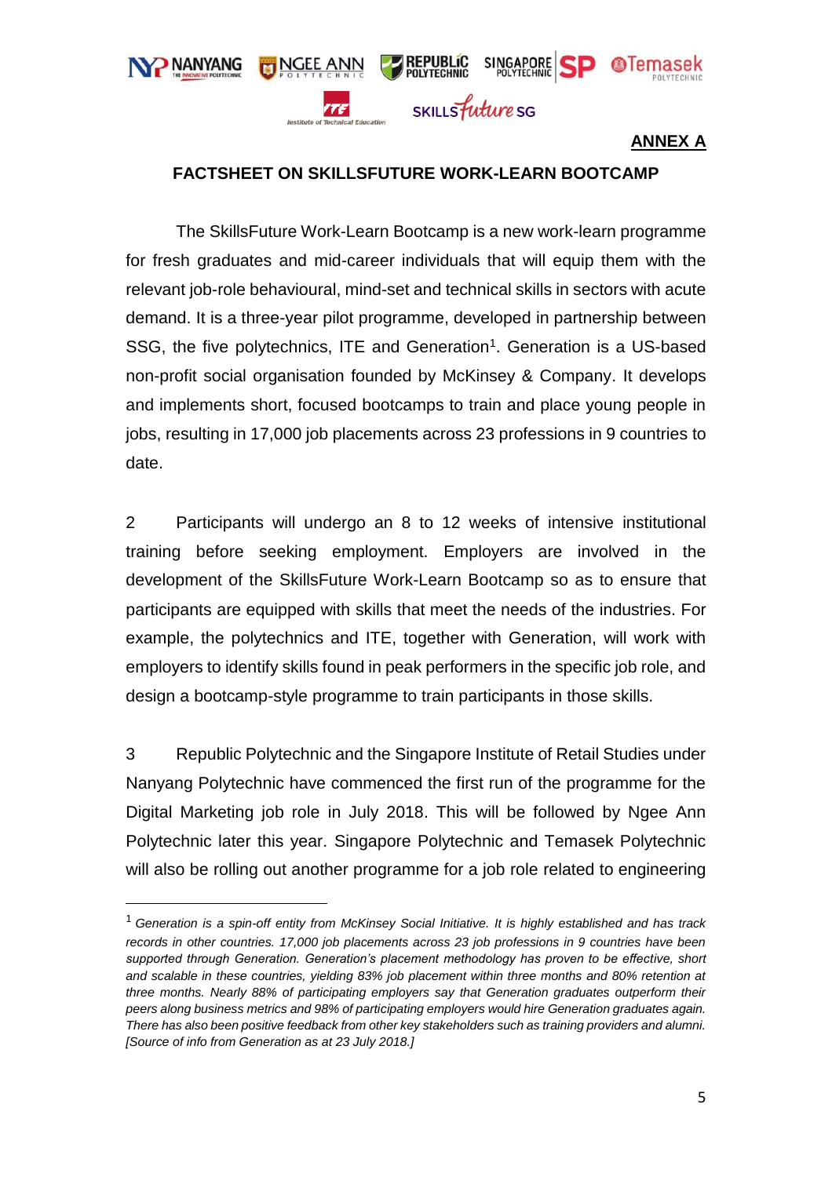**ANNEX A**

**FACTSHEET ON SKILLSFUTURE WORK-LEARN BOOTCAMP**

The SkillsFuture Work-Learn Bootcamp is a new work-learn programme for fresh graduates and mid-career individuals that will equip them with the relevant job-role behavioural, mind-set and technical skills in sectors with acute demand. It is a three-year pilot programme, developed in partnership between SSG, the five polytechnics, ITE and Generation[1]. Generation is a US-based non-profit social organisation founded by McKinsey & Company. It develops and implements short, focused bootcamps to train and place young people in jobs, resulting in 17,000 job placements across 23 professions in 9 countries to date.

2 Participants will undergo an 8 to 12 weeks of intensive institutional training before seeking employment. Employers are involved in the development of the SkillsFuture Work-Learn Bootcamp so as to ensure that participants are equipped with skills that meet the needs of the industries. For example, the polytechnics and ITE, together with Generation, will work with employers to identify skills found in peak performers in the specific job role, and design a bootcamp-style programme to train participants in those skills.

3 Republic Polytechnic and the Singapore Institute of Retail Studies under Nanyang Polytechnic have commenced the first run of the programme for the Digital Marketing job role in July 2018. This will be followed by Ngee Ann Polytechnic later this year. Singapore Polytechnic and Temasek Polytechnic will also be rolling out another programme for a job role related to engineering

---

[1] *Generation is a spin-off entity from McKinsey Social Initiative. It is highly established and has track records in other countries. 17,000 job placements across 23 job professions in 9 countries have been supported through Generation. Generation's placement methodology has proven to be effective, short and scalable in these countries, yielding 83% job placement within three months and 80% retention at three months. Nearly 88% of participating employers say that Generation graduates outperform their peers along business metrics and 98% of participating employers would hire Generation graduates again. There has also been positive feedback from other key stakeholders such as training providers and alumni. [Source of info from Generation as at 23 July 2018.]*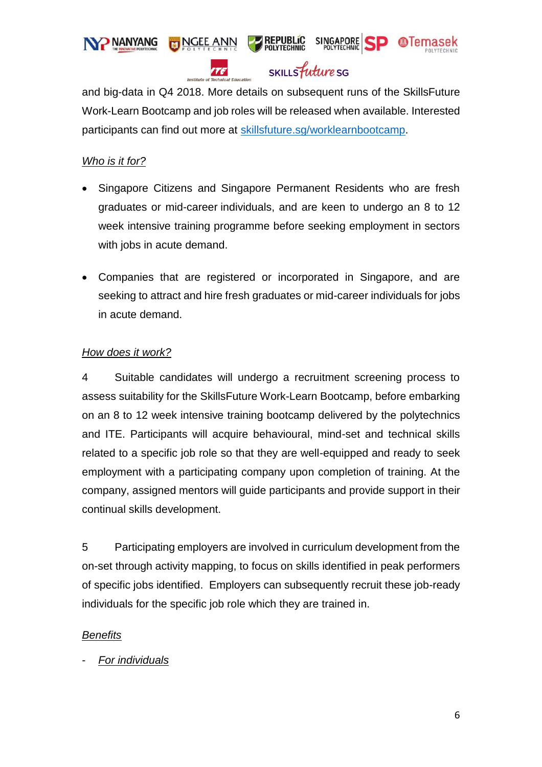and big-data in Q4 2018. More details on subsequent runs of the SkillsFuture Work-Learn Bootcamp and job roles will be released when available. Interested participants can find out more at [skillsfuture.sg/worklearnbootcamp](skillsfuture.sg/worklearnbootcamp).

*Who is it for?*

- Singapore Citizens and Singapore Permanent Residents who are fresh graduates or mid-career individuals, and are keen to undergo an 8 to 12 week intensive training programme before seeking employment in sectors with jobs in acute demand.

- Companies that are registered or incorporated in Singapore, and are seeking to attract and hire fresh graduates or mid-career individuals for jobs in acute demand.

*How does it work?*

4 Suitable candidates will undergo a recruitment screening process to assess suitability for the SkillsFuture Work-Learn Bootcamp, before embarking on an 8 to 12 week intensive training bootcamp delivered by the polytechnics and ITE. Participants will acquire behavioural, mind-set and technical skills related to a specific job role so that they are well-equipped and ready to seek employment with a participating company upon completion of training. At the company, assigned mentors will guide participants and provide support in their continual skills development.

5 Participating employers are involved in curriculum development from the on-set through activity mapping, to focus on skills identified in peak performers of specific jobs identified. Employers can subsequently recruit these job-ready individuals for the specific job role which they are trained in.

*Benefits*

- *For individuals*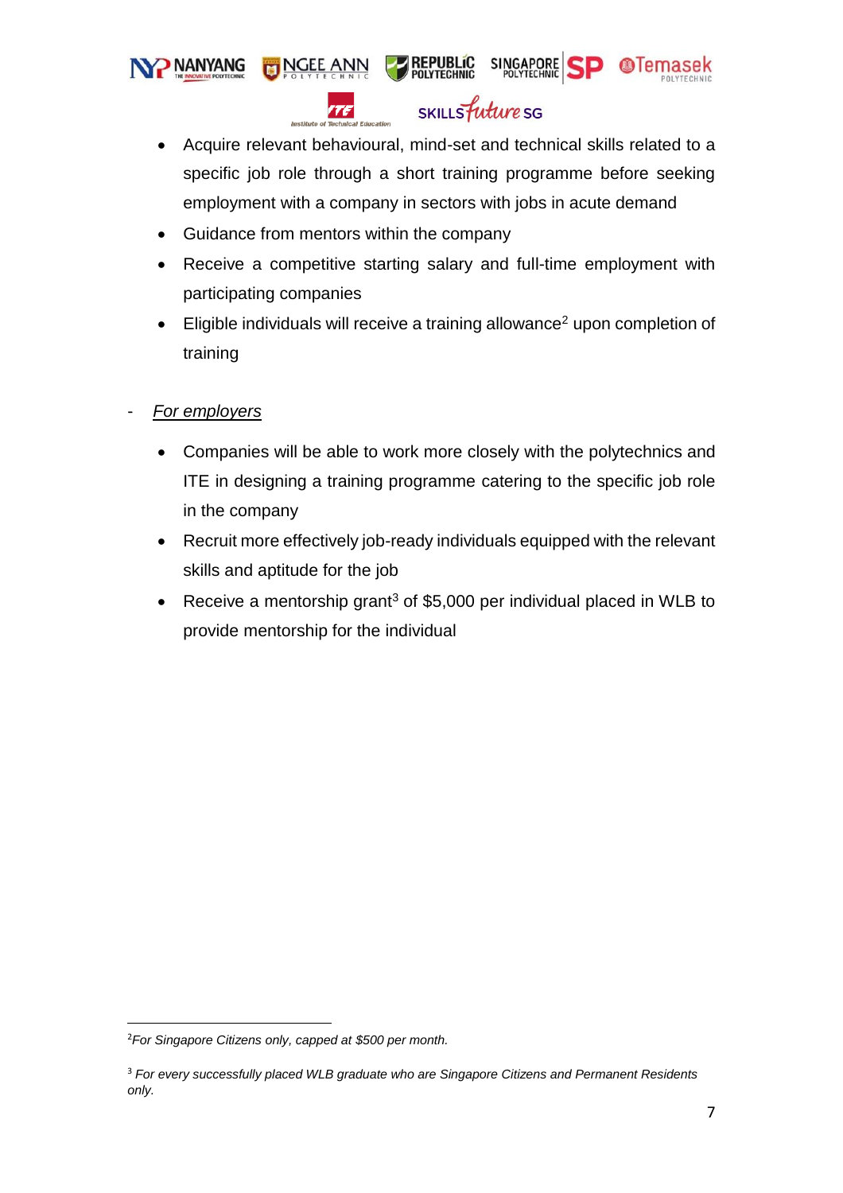- Acquire relevant behavioural, mind-set and technical skills related to a specific job role through a short training programme before seeking employment with a company in sectors with jobs in acute demand
- Guidance from mentors within the company
- Receive a competitive starting salary and full-time employment with participating companies
- Eligible individuals will receive a training allowance[2] upon completion of training

- *For employers*

  - Companies will be able to work more closely with the polytechnics and ITE in designing a training programme catering to the specific job role in the company
  - Recruit more effectively job-ready individuals equipped with the relevant skills and aptitude for the job
  - Receive a mentorship grant[3] of $5,000 per individual placed in WLB to provide mentorship for the individual

---

[2] *For Singapore Citizens only, capped at $500 per month.*

[3] *For every successfully placed WLB graduate who are Singapore Citizens and Permanent Residents only.*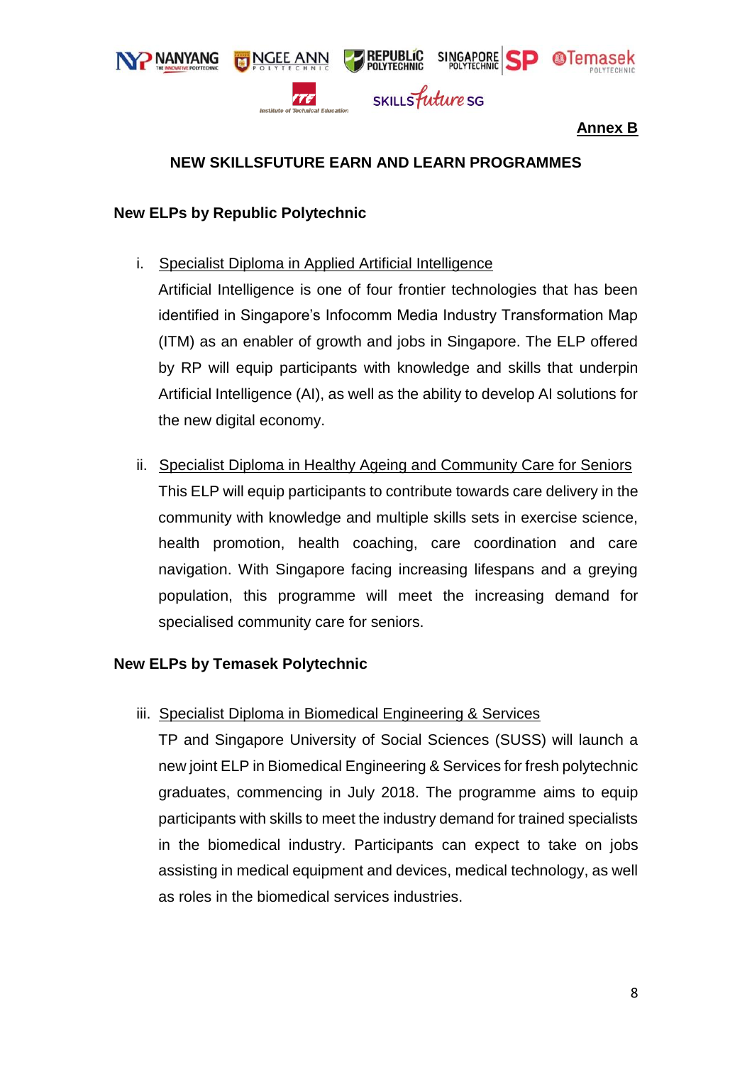**Annex B**

## NEW SKILLSFUTURE EARN AND LEARN PROGRAMMES

### New ELPs by Republic Polytechnic

i. Specialist Diploma in Applied Artificial Intelligence

Artificial Intelligence is one of four frontier technologies that has been identified in Singapore's Infocomm Media Industry Transformation Map (ITM) as an enabler of growth and jobs in Singapore. The ELP offered by RP will equip participants with knowledge and skills that underpin Artificial Intelligence (AI), as well as the ability to develop AI solutions for the new digital economy.

ii. Specialist Diploma in Healthy Ageing and Community Care for Seniors

This ELP will equip participants to contribute towards care delivery in the community with knowledge and multiple skills sets in exercise science, health promotion, health coaching, care coordination and care navigation. With Singapore facing increasing lifespans and a greying population, this programme will meet the increasing demand for specialised community care for seniors.

### New ELPs by Temasek Polytechnic

iii. Specialist Diploma in Biomedical Engineering & Services

TP and Singapore University of Social Sciences (SUSS) will launch a new joint ELP in Biomedical Engineering & Services for fresh polytechnic graduates, commencing in July 2018. The programme aims to equip participants with skills to meet the industry demand for trained specialists in the biomedical industry. Participants can expect to take on jobs assisting in medical equipment and devices, medical technology, as well as roles in the biomedical services industries.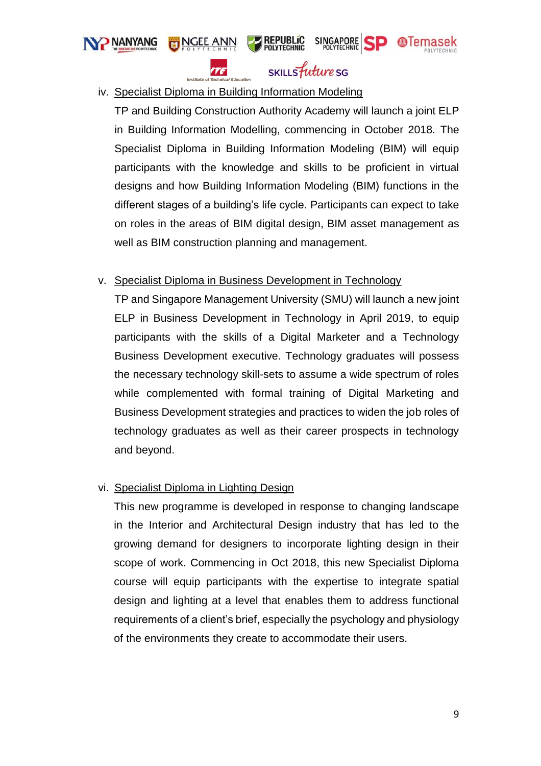iv. Specialist Diploma in Building Information Modeling

TP and Building Construction Authority Academy will launch a joint ELP in Building Information Modelling, commencing in October 2018. The Specialist Diploma in Building Information Modeling (BIM) will equip participants with the knowledge and skills to be proficient in virtual designs and how Building Information Modeling (BIM) functions in the different stages of a building's life cycle. Participants can expect to take on roles in the areas of BIM digital design, BIM asset management as well as BIM construction planning and management.

v. Specialist Diploma in Business Development in Technology

TP and Singapore Management University (SMU) will launch a new joint ELP in Business Development in Technology in April 2019, to equip participants with the skills of a Digital Marketer and a Technology Business Development executive. Technology graduates will possess the necessary technology skill-sets to assume a wide spectrum of roles while complemented with formal training of Digital Marketing and Business Development strategies and practices to widen the job roles of technology graduates as well as their career prospects in technology and beyond.

vi. Specialist Diploma in Lighting Design

This new programme is developed in response to changing landscape in the Interior and Architectural Design industry that has led to the growing demand for designers to incorporate lighting design in their scope of work. Commencing in Oct 2018, this new Specialist Diploma course will equip participants with the expertise to integrate spatial design and lighting at a level that enables them to address functional requirements of a client's brief, especially the psychology and physiology of the environments they create to accommodate their users.